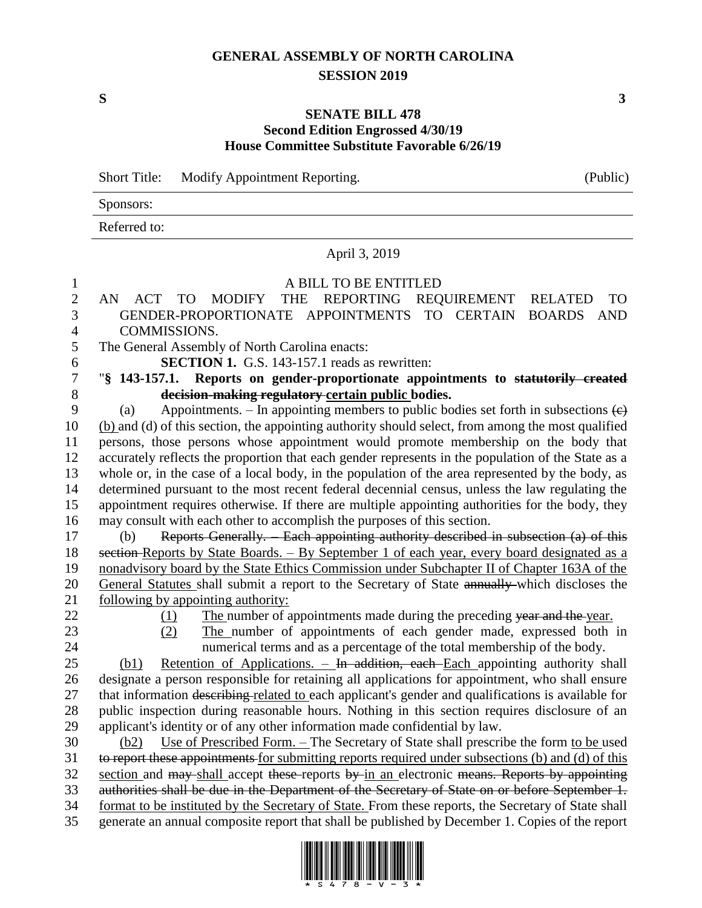# GENERAL ASSEMBLY OF NORTH CAROLINA
## SESSION 2019

**S** **3**

### SENATE BILL 478
**Second Edition Engrossed 4/30/19**
**House Committee Substitute Favorable 6/26/19**

| Short Title: | Modify Appointment Reporting. | (Public) |
|---|---|---|
| Sponsors: | | |
| Referred to: | | |

April 3, 2019

A BILL TO BE ENTITLED

AN ACT TO MODIFY THE REPORTING REQUIREMENT RELATED TO GENDER-PROPORTIONATE APPOINTMENTS TO CERTAIN BOARDS AND COMMISSIONS.

The General Assembly of North Carolina enacts:

**SECTION 1.** G.S. 143-157.1 reads as rewritten:

"**§ 143-157.1. Reports on gender-proportionate appointments to ~~statutorily created decision-making regulatory~~ certain public bodies.**

(a) Appointments. – In appointing members to public bodies set forth in subsections ~~(c)~~ (b) and (d) of this section, the appointing authority should select, from among the most qualified persons, those persons whose appointment would promote membership on the body that accurately reflects the proportion that each gender represents in the population of the State as a whole or, in the case of a local body, in the population of the area represented by the body, as determined pursuant to the most recent federal decennial census, unless the law regulating the appointment requires otherwise. If there are multiple appointing authorities for the body, they may consult with each other to accomplish the purposes of this section.

(b) ~~Reports Generally. – Each appointing authority described in subsection (a) of this section~~ Reports by State Boards. – By September 1 of each year, every board designated as a nonadvisory board by the State Ethics Commission under Subchapter II of Chapter 163A of the General Statutes shall submit a report to the Secretary of State ~~annually~~ which discloses the following by appointing authority:

(1) The number of appointments made during the preceding ~~year and the~~ year.

(2) The number of appointments of each gender made, expressed both in numerical terms and as a percentage of the total membership of the body.

(b1) Retention of Applications. – ~~In addition, each~~ Each appointing authority shall designate a person responsible for retaining all applications for appointment, who shall ensure that information ~~describing~~ related to each applicant's gender and qualifications is available for public inspection during reasonable hours. Nothing in this section requires disclosure of an applicant's identity or of any other information made confidential by law.

(b2) Use of Prescribed Form. – The Secretary of State shall prescribe the form to be used ~~to report these appointments~~ for submitting reports required under subsections (b) and (d) of this section and ~~may~~ shall accept ~~these~~ reports ~~by~~ in an electronic ~~means. Reports by appointing authorities shall be due in the Department of the Secretary of State on or before September 1.~~ format to be instituted by the Secretary of State. From these reports, the Secretary of State shall generate an annual composite report that shall be published by December 1. Copies of the report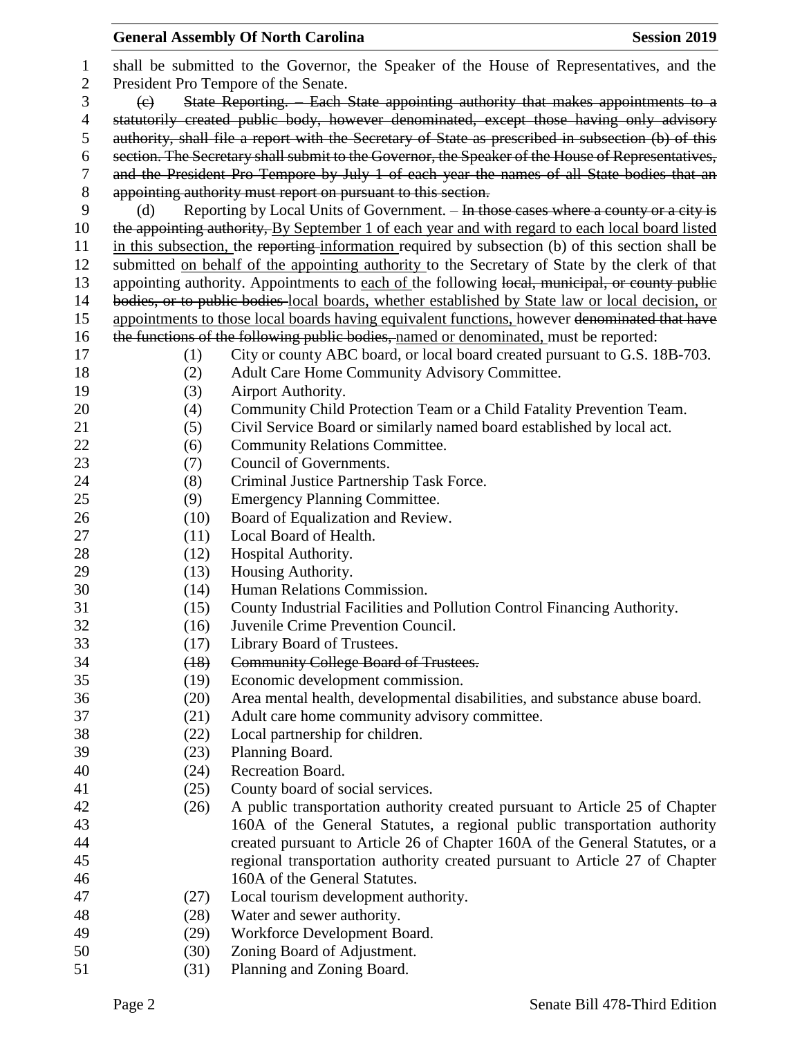shall be submitted to the Governor, the Speaker of the House of Representatives, and the President Pro Tempore of the Senate.

~~(c) State Reporting. – Each State appointing authority that makes appointments to a statutorily created public body, however denominated, except those having only advisory authority, shall file a report with the Secretary of State as prescribed in subsection (b) of this section. The Secretary shall submit to the Governor, the Speaker of the House of Representatives, and the President Pro Tempore by July 1 of each year the names of all State bodies that an appointing authority must report on pursuant to this section.~~

(d) Reporting by Local Units of Government. – ~~In those cases where a county or a city is the appointing authority,~~ <u>By September 1 of each year and with regard to each local board listed in this subsection,</u> the ~~reporting~~ <u>information</u> required by subsection (b) of this section shall be submitted <u>on behalf of the appointing authority</u> to the Secretary of State by the clerk of that appointing authority. Appointments to <u>each of</u> the following ~~local, municipal, or county public bodies, or to public bodies~~ <u>local boards, whether established by State law or local decision, or appointments to those local boards having equivalent functions,</u> however ~~denominated that have the functions of the following public bodies,~~ <u>named or denominated,</u> must be reported:

- (1) City or county ABC board, or local board created pursuant to G.S. 18B-703.
- (2) Adult Care Home Community Advisory Committee.
- (3) Airport Authority.
- (4) Community Child Protection Team or a Child Fatality Prevention Team.
- (5) Civil Service Board or similarly named board established by local act.
- (6) Community Relations Committee.
- (7) Council of Governments.
- (8) Criminal Justice Partnership Task Force.
- (9) Emergency Planning Committee.
- (10) Board of Equalization and Review.
- (11) Local Board of Health.
- (12) Hospital Authority.
- (13) Housing Authority.
- (14) Human Relations Commission.
- (15) County Industrial Facilities and Pollution Control Financing Authority.
- (16) Juvenile Crime Prevention Council.
- (17) Library Board of Trustees.
- ~~(18) Community College Board of Trustees.~~
- (19) Economic development commission.
- (20) Area mental health, developmental disabilities, and substance abuse board.
- (21) Adult care home community advisory committee.
- (22) Local partnership for children.
- (23) Planning Board.
- (24) Recreation Board.
- (25) County board of social services.
- (26) A public transportation authority created pursuant to Article 25 of Chapter 160A of the General Statutes, a regional public transportation authority created pursuant to Article 26 of Chapter 160A of the General Statutes, or a regional transportation authority created pursuant to Article 27 of Chapter 160A of the General Statutes.
- (27) Local tourism development authority.
- (28) Water and sewer authority.
- (29) Workforce Development Board.
- (30) Zoning Board of Adjustment.
- (31) Planning and Zoning Board.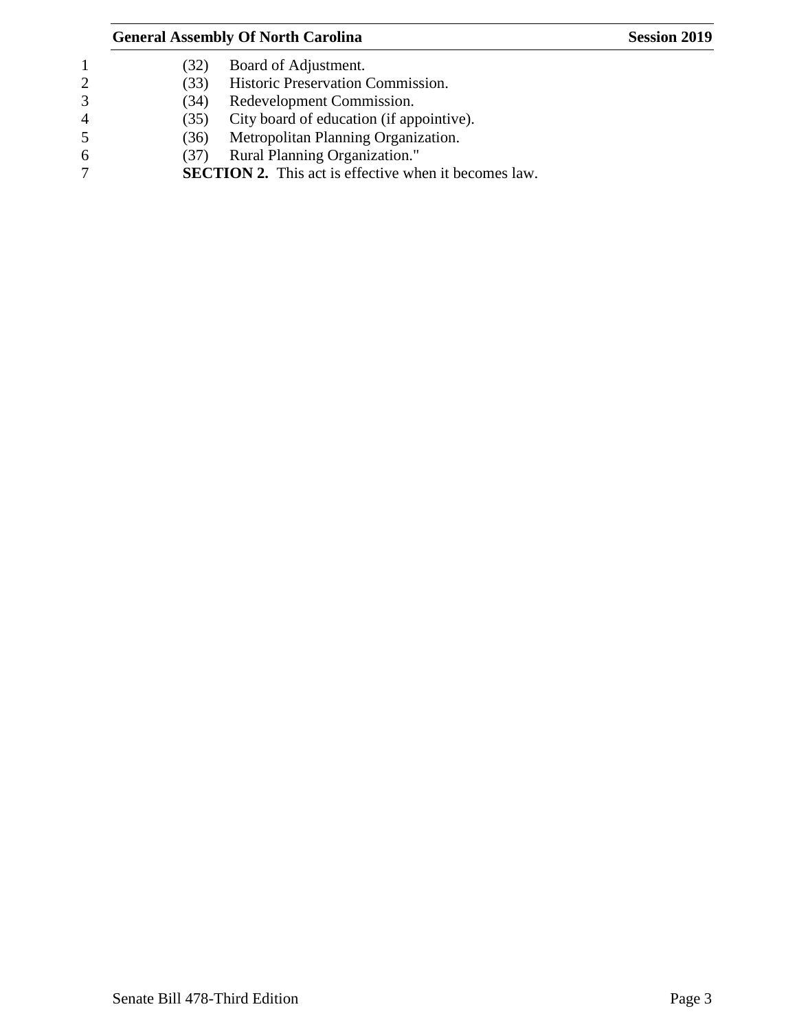(32) Board of Adjustment.
(33) Historic Preservation Commission.
(34) Redevelopment Commission.
(35) City board of education (if appointive).
(36) Metropolitan Planning Organization.
(37) Rural Planning Organization."

**SECTION 2.** This act is effective when it becomes law.